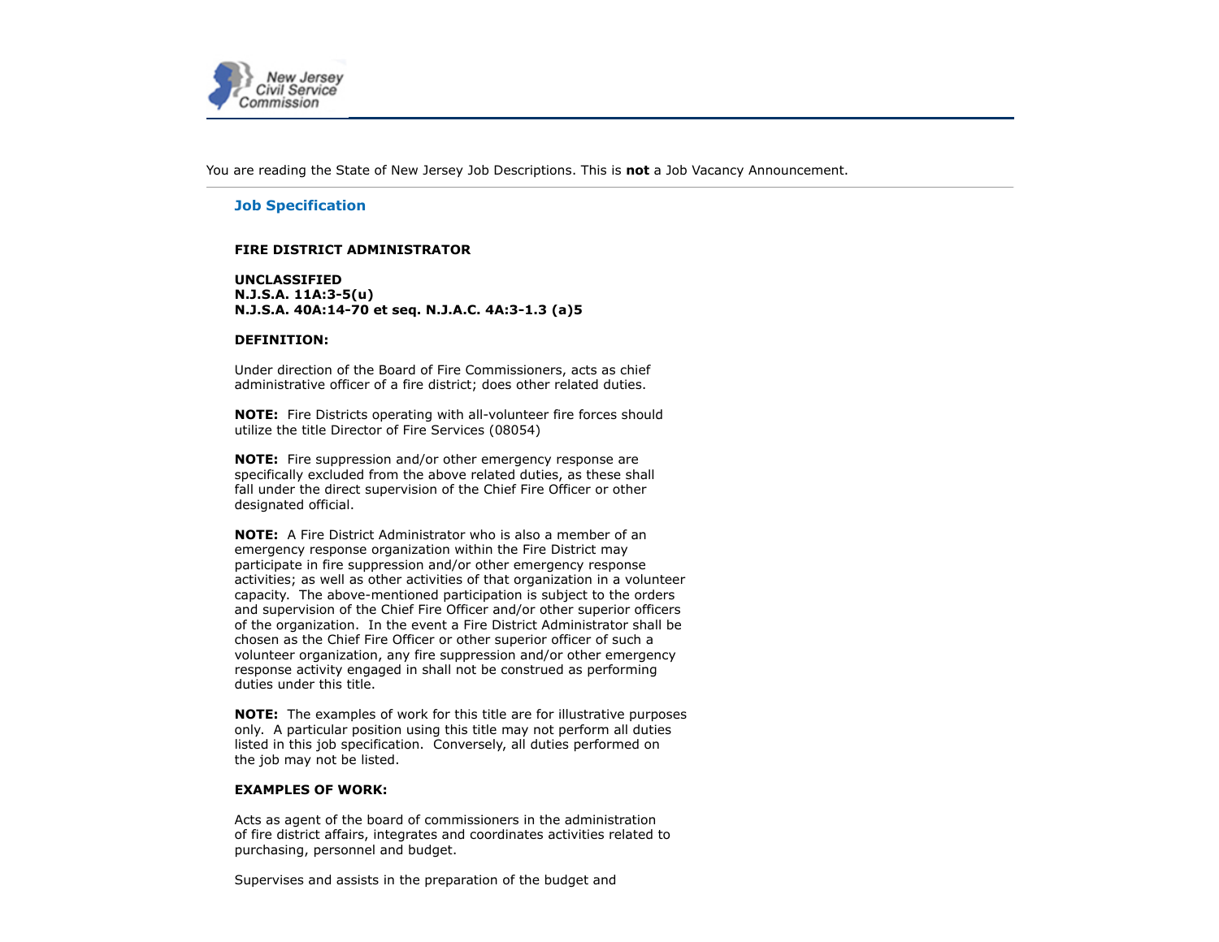New Jersey Civil Service Commission

You are reading the State of New Jersey Job Descriptions. This is **not** a Job Vacancy Announcement.

## Job Specification

**FIRE DISTRICT ADMINISTRATOR**

**UNCLASSIFIED**
**N.J.S.A. 11A:3-5(u)**
**N.J.S.A. 40A:14-70 et seq. N.J.A.C. 4A:3-1.3 (a)5**

**DEFINITION:**

Under direction of the Board of Fire Commissioners, acts as chief administrative officer of a fire district; does other related duties.

**NOTE:** Fire Districts operating with all-volunteer fire forces should utilize the title Director of Fire Services (08054)

**NOTE:** Fire suppression and/or other emergency response are specifically excluded from the above related duties, as these shall fall under the direct supervision of the Chief Fire Officer or other designated official.

**NOTE:** A Fire District Administrator who is also a member of an emergency response organization within the Fire District may participate in fire suppression and/or other emergency response activities; as well as other activities of that organization in a volunteer capacity. The above-mentioned participation is subject to the orders and supervision of the Chief Fire Officer and/or other superior officers of the organization. In the event a Fire District Administrator shall be chosen as the Chief Fire Officer or other superior officer of such a volunteer organization, any fire suppression and/or other emergency response activity engaged in shall not be construed as performing duties under this title.

**NOTE:** The examples of work for this title are for illustrative purposes only. A particular position using this title may not perform all duties listed in this job specification. Conversely, all duties performed on the job may not be listed.

**EXAMPLES OF WORK:**

Acts as agent of the board of commissioners in the administration of fire district affairs, integrates and coordinates activities related to purchasing, personnel and budget.

Supervises and assists in the preparation of the budget and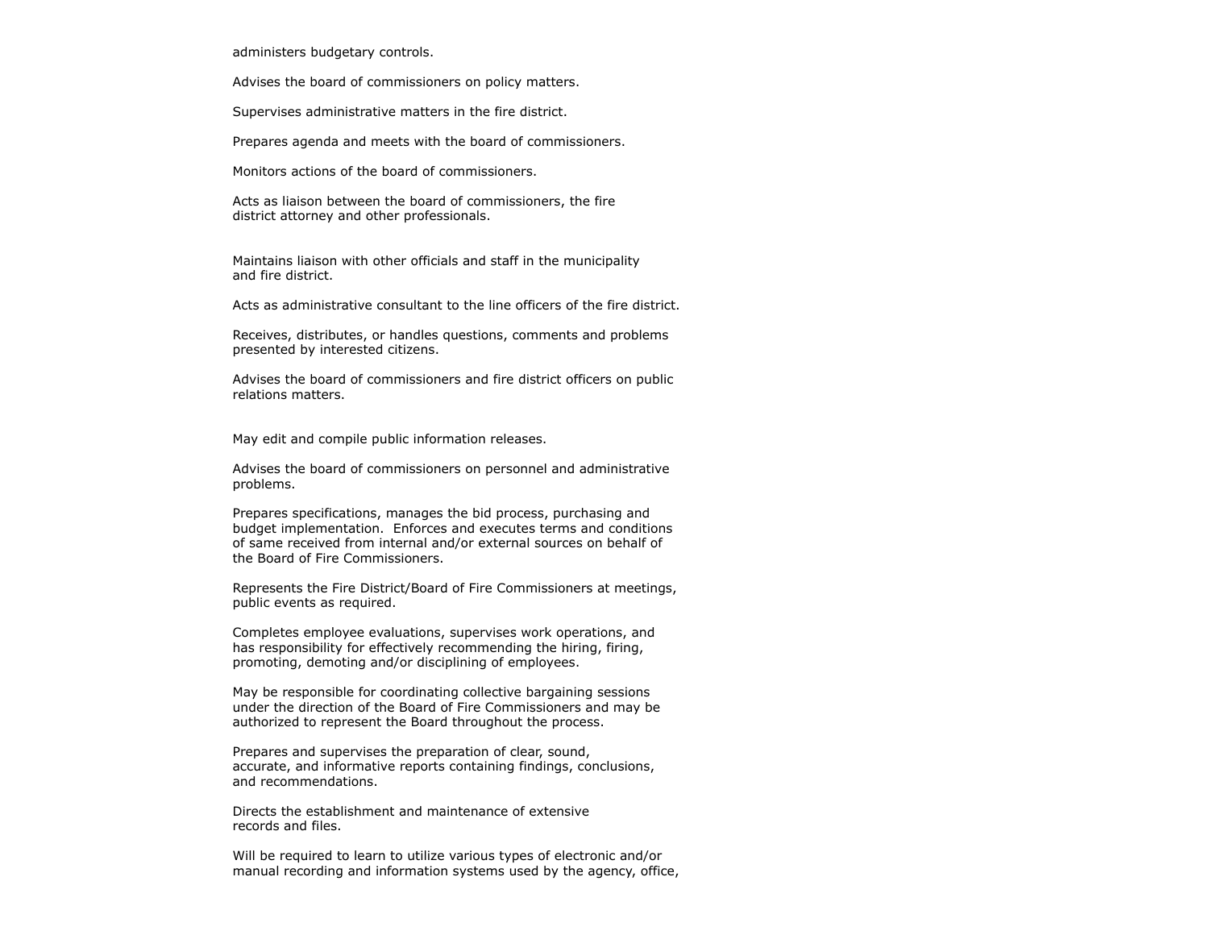administers budgetary controls.

Advises the board of commissioners on policy matters.

Supervises administrative matters in the fire district.

Prepares agenda and meets with the board of commissioners.

Monitors actions of the board of commissioners.

Acts as liaison between the board of commissioners, the fire district attorney and other professionals.

Maintains liaison with other officials and staff in the municipality and fire district.

Acts as administrative consultant to the line officers of the fire district.

Receives, distributes, or handles questions, comments and problems presented by interested citizens.

Advises the board of commissioners and fire district officers on public relations matters.

May edit and compile public information releases.

Advises the board of commissioners on personnel and administrative problems.

Prepares specifications, manages the bid process, purchasing and budget implementation.  Enforces and executes terms and conditions of same received from internal and/or external sources on behalf of the Board of Fire Commissioners.

Represents the Fire District/Board of Fire Commissioners at meetings, public events as required.

Completes employee evaluations, supervises work operations, and has responsibility for effectively recommending the hiring, firing, promoting, demoting and/or disciplining of employees.

May be responsible for coordinating collective bargaining sessions under the direction of the Board of Fire Commissioners and may be authorized to represent the Board throughout the process.

Prepares and supervises the preparation of clear, sound, accurate, and informative reports containing findings, conclusions, and recommendations.

Directs the establishment and maintenance of extensive records and files.

Will be required to learn to utilize various types of electronic and/or manual recording and information systems used by the agency, office,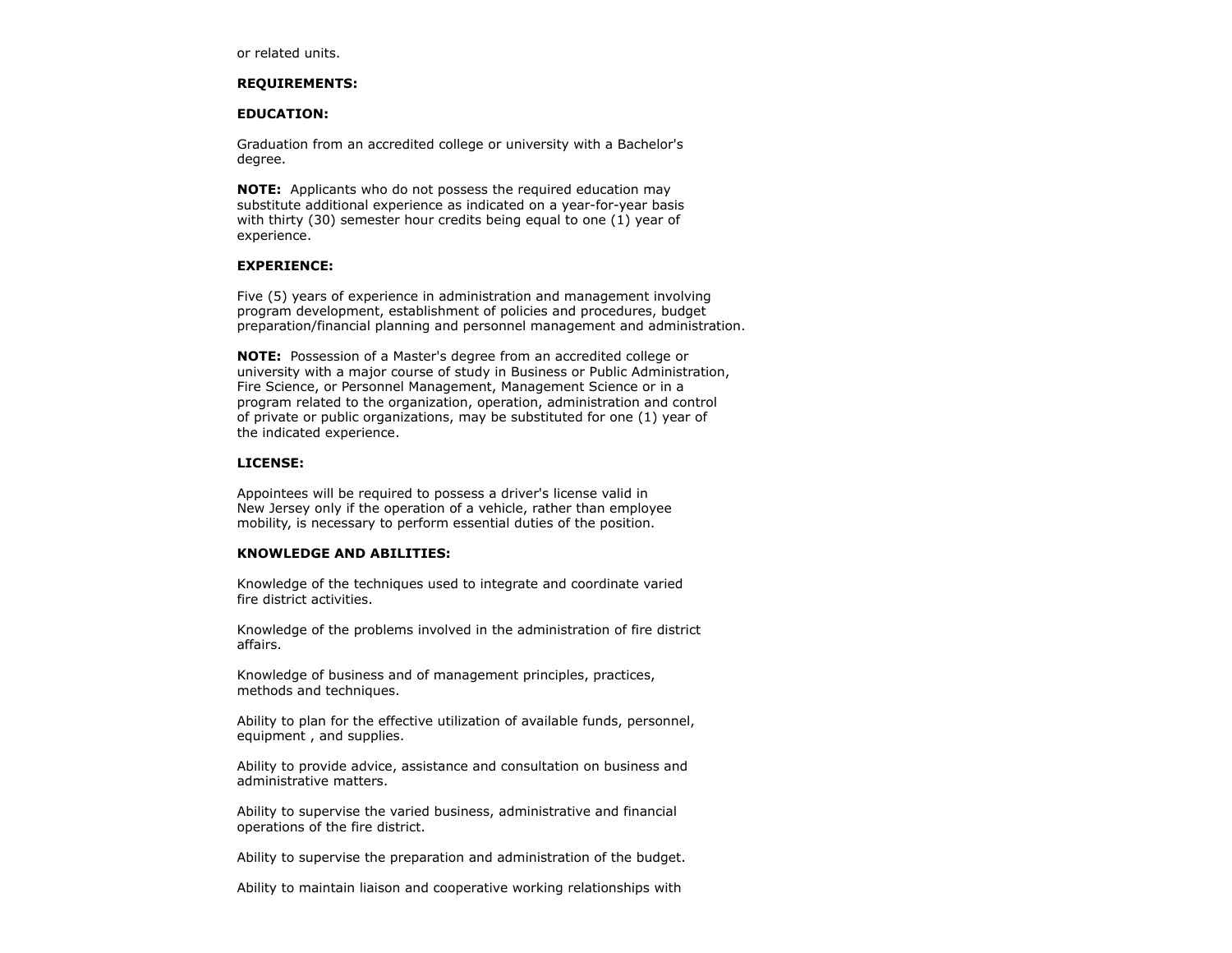or related units.

**REQUIREMENTS:**

**EDUCATION:**

Graduation from an accredited college or university with a Bachelor's degree.

**NOTE:** Applicants who do not possess the required education may substitute additional experience as indicated on a year-for-year basis with thirty (30) semester hour credits being equal to one (1) year of experience.

**EXPERIENCE:**

Five (5) years of experience in administration and management involving program development, establishment of policies and procedures, budget preparation/financial planning and personnel management and administration.

**NOTE:** Possession of a Master's degree from an accredited college or university with a major course of study in Business or Public Administration, Fire Science, or Personnel Management, Management Science or in a program related to the organization, operation, administration and control of private or public organizations, may be substituted for one (1) year of the indicated experience.

**LICENSE:**

Appointees will be required to possess a driver's license valid in New Jersey only if the operation of a vehicle, rather than employee mobility, is necessary to perform essential duties of the position.

**KNOWLEDGE AND ABILITIES:**

Knowledge of the techniques used to integrate and coordinate varied fire district activities.

Knowledge of the problems involved in the administration of fire district affairs.

Knowledge of business and of management principles, practices, methods and techniques.

Ability to plan for the effective utilization of available funds, personnel, equipment , and supplies.

Ability to provide advice, assistance and consultation on business and administrative matters.

Ability to supervise the varied business, administrative and financial operations of the fire district.

Ability to supervise the preparation and administration of the budget.

Ability to maintain liaison and cooperative working relationships with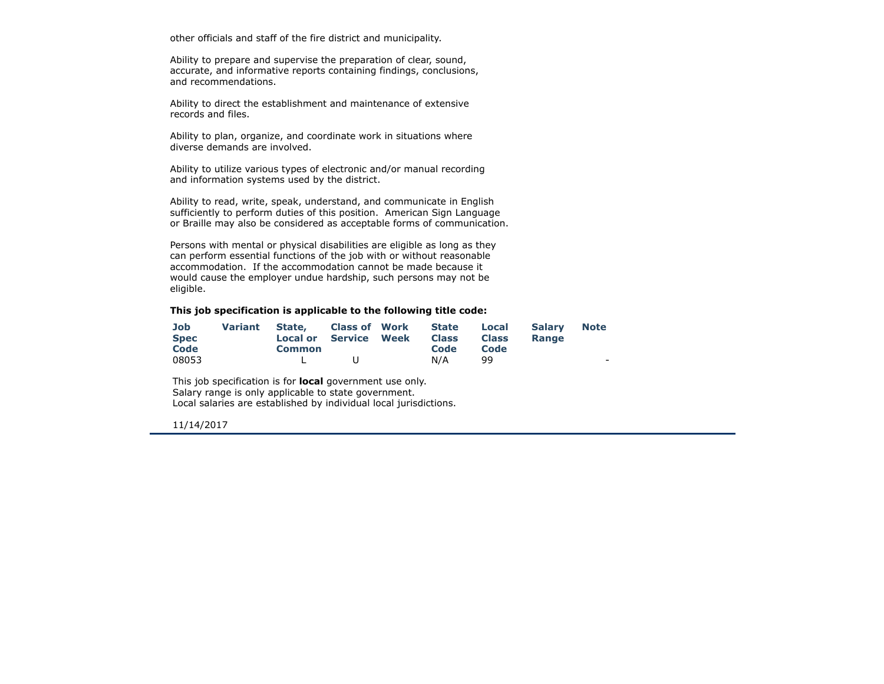other officials and staff of the fire district and municipality.

Ability to prepare and supervise the preparation of clear, sound, accurate, and informative reports containing findings, conclusions, and recommendations.

Ability to direct the establishment and maintenance of extensive records and files.

Ability to plan, organize, and coordinate work in situations where diverse demands are involved.

Ability to utilize various types of electronic and/or manual recording and information systems used by the district.

Ability to read, write, speak, understand, and communicate in English sufficiently to perform duties of this position. American Sign Language or Braille may also be considered as acceptable forms of communication.

Persons with mental or physical disabilities are eligible as long as they can perform essential functions of the job with or without reasonable accommodation. If the accommodation cannot be made because it would cause the employer undue hardship, such persons may not be eligible.

**This job specification is applicable to the following title code:**

| Job Spec Code | Variant | State, Local or Common | Class of Service | Work Week | State Class Code | Local Class Code | Salary Range | Note |
|---|---|---|---|---|---|---|---|---|
| 08053 | | L | U | | N/A | 99 | | - |

This job specification is for **local** government use only.
Salary range is only applicable to state government.
Local salaries are established by individual local jurisdictions.

11/14/2017